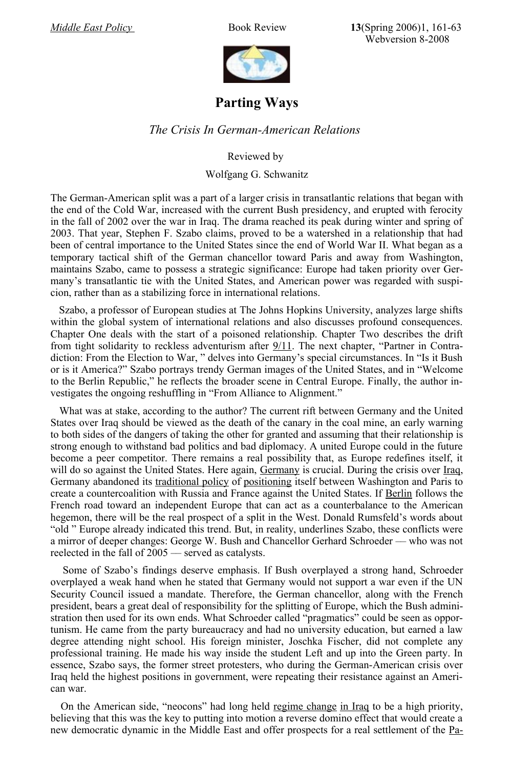# Parting Ways

*The Crisis In German-American Relations*

Reviewed by

Wolfgang G. Schwanitz

The German-American split was a part of a larger crisis in transatlantic relations that began with the end of the Cold War, increased with the current Bush presidency, and erupted with ferocity in the fall of 2002 over the war in Iraq. The drama reached its peak during winter and spring of 2003. That year, Stephen F. Szabo claims, proved to be a watershed in a relationship that had been of central importance to the United States since the end of World War II. What began as a temporary tactical shift of the German chancellor toward Paris and away from Washington, maintains Szabo, came to possess a strategic significance: Europe had taken priority over Germany's transatlantic tie with the United States, and American power was regarded with suspicion, rather than as a stabilizing force in international relations.

Szabo, a professor of European studies at The Johns Hopkins University, analyzes large shifts within the global system of international relations and also discusses profound consequences. Chapter One deals with the start of a poisoned relationship. Chapter Two describes the drift from tight solidarity to reckless adventurism after 9/11. The next chapter, "Partner in Contradiction: From the Election to War, " delves into Germany's special circumstances. In "Is it Bush or is it America?" Szabo portrays trendy German images of the United States, and in "Welcome to the Berlin Republic," he reflects the broader scene in Central Europe. Finally, the author investigates the ongoing reshuffling in "From Alliance to Alignment."

What was at stake, according to the author? The current rift between Germany and the United States over Iraq should be viewed as the death of the canary in the coal mine, an early warning to both sides of the dangers of taking the other for granted and assuming that their relationship is strong enough to withstand bad politics and bad diplomacy. A united Europe could in the future become a peer competitor. There remains a real possibility that, as Europe redefines itself, it will do so against the United States. Here again, Germany is crucial. During the crisis over Iraq, Germany abandoned its traditional policy of positioning itself between Washington and Paris to create a countercoalition with Russia and France against the United States. If Berlin follows the French road toward an independent Europe that can act as a counterbalance to the American hegemon, there will be the real prospect of a split in the West. Donald Rumsfeld's words about "old " Europe already indicated this trend. But, in reality, underlines Szabo, these conflicts were a mirror of deeper changes: George W. Bush and Chancellor Gerhard Schroeder — who was not reelected in the fall of 2005 — served as catalysts.

Some of Szabo's findings deserve emphasis. If Bush overplayed a strong hand, Schroeder overplayed a weak hand when he stated that Germany would not support a war even if the UN Security Council issued a mandate. Therefore, the German chancellor, along with the French president, bears a great deal of responsibility for the splitting of Europe, which the Bush administration then used for its own ends. What Schroeder called "pragmatics" could be seen as opportunism. He came from the party bureaucracy and had no university education, but earned a law degree attending night school. His foreign minister, Joschka Fischer, did not complete any professional training. He made his way inside the student Left and up into the Green party. In essence, Szabo says, the former street protesters, who during the German-American crisis over Iraq held the highest positions in government, were repeating their resistance against an American war.

On the American side, "neocons" had long held regime change in Iraq to be a high priority, believing that this was the key to putting into motion a reverse domino effect that would create a new democratic dynamic in the Middle East and offer prospects for a real settlement of the Pa-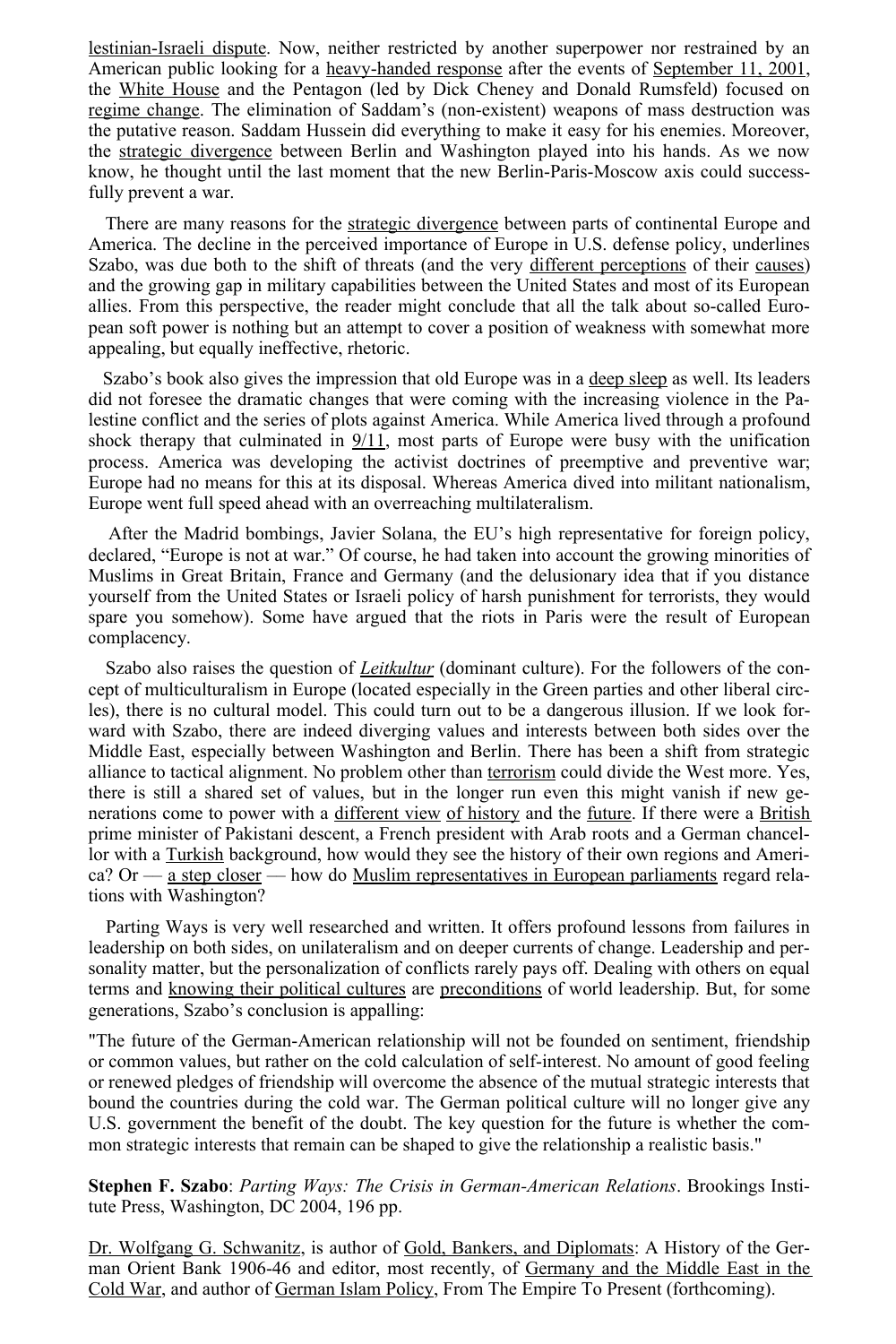lestinian-Israeli dispute. Now, neither restricted by another superpower nor restrained by an American public looking for a heavy-handed response after the events of September 11, 2001, the White House and the Pentagon (led by Dick Cheney and Donald Rumsfeld) focused on regime change. The elimination of Saddam's (non-existent) weapons of mass destruction was the putative reason. Saddam Hussein did everything to make it easy for his enemies. Moreover, the strategic divergence between Berlin and Washington played into his hands. As we now know, he thought until the last moment that the new Berlin-Paris-Moscow axis could successfully prevent a war.

There are many reasons for the strategic divergence between parts of continental Europe and America. The decline in the perceived importance of Europe in U.S. defense policy, underlines Szabo, was due both to the shift of threats (and the very different perceptions of their causes) and the growing gap in military capabilities between the United States and most of its European allies. From this perspective, the reader might conclude that all the talk about so-called European soft power is nothing but an attempt to cover a position of weakness with somewhat more appealing, but equally ineffective, rhetoric.

Szabo's book also gives the impression that old Europe was in a deep sleep as well. Its leaders did not foresee the dramatic changes that were coming with the increasing violence in the Palestine conflict and the series of plots against America. While America lived through a profound shock therapy that culminated in 9/11, most parts of Europe were busy with the unification process. America was developing the activist doctrines of preemptive and preventive war; Europe had no means for this at its disposal. Whereas America dived into militant nationalism, Europe went full speed ahead with an overreaching multilateralism.

After the Madrid bombings, Javier Solana, the EU's high representative for foreign policy, declared, "Europe is not at war." Of course, he had taken into account the growing minorities of Muslims in Great Britain, France and Germany (and the delusionary idea that if you distance yourself from the United States or Israeli policy of harsh punishment for terrorists, they would spare you somehow). Some have argued that the riots in Paris were the result of European complacency.

Szabo also raises the question of *Leitkultur* (dominant culture). For the followers of the concept of multiculturalism in Europe (located especially in the Green parties and other liberal circles), there is no cultural model. This could turn out to be a dangerous illusion. If we look forward with Szabo, there are indeed diverging values and interests between both sides over the Middle East, especially between Washington and Berlin. There has been a shift from strategic alliance to tactical alignment. No problem other than terrorism could divide the West more. Yes, there is still a shared set of values, but in the longer run even this might vanish if new generations come to power with a different view of history and the future. If there were a British prime minister of Pakistani descent, a French president with Arab roots and a German chancellor with a Turkish background, how would they see the history of their own regions and America? Or — a step closer — how do Muslim representatives in European parliaments regard relations with Washington?

Parting Ways is very well researched and written. It offers profound lessons from failures in leadership on both sides, on unilateralism and on deeper currents of change. Leadership and personality matter, but the personalization of conflicts rarely pays off. Dealing with others on equal terms and knowing their political cultures are preconditions of world leadership. But, for some generations, Szabo's conclusion is appalling:

"The future of the German-American relationship will not be founded on sentiment, friendship or common values, but rather on the cold calculation of self-interest. No amount of good feeling or renewed pledges of friendship will overcome the absence of the mutual strategic interests that bound the countries during the cold war. The German political culture will no longer give any U.S. government the benefit of the doubt. The key question for the future is whether the common strategic interests that remain can be shaped to give the relationship a realistic basis."

**Stephen F. Szabo**: *Parting Ways: The Crisis in German-American Relations*. Brookings Institute Press, Washington, DC 2004, 196 pp.

Dr. Wolfgang G. Schwanitz, is author of Gold, Bankers, and Diplomats: A History of the German Orient Bank 1906-46 and editor, most recently, of Germany and the Middle East in the Cold War, and author of German Islam Policy, From The Empire To Present (forthcoming).